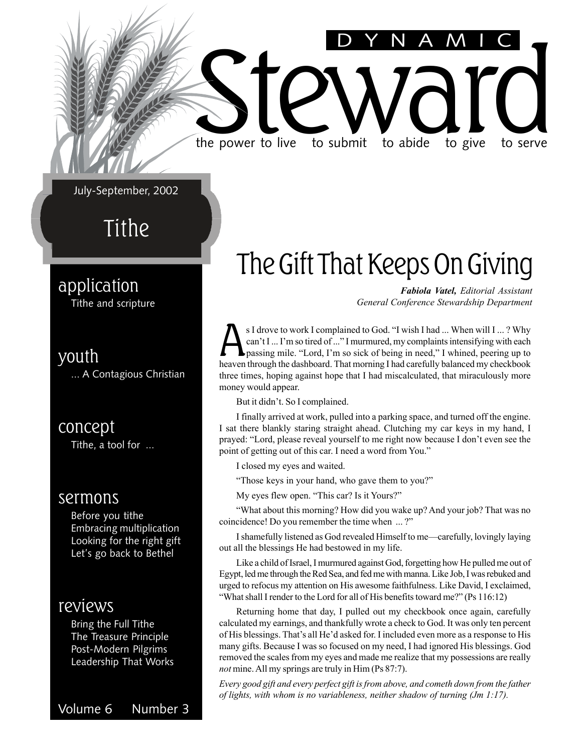# DYNAMIC Steward

the power to live to submit to abide to give to serve

July-September, 2002

## Tithe

### application
Tithe and scripture

### youth
... A Contagious Christian

### concept
Tithe, a tool for ...

### sermons
Before you tithe
Embracing multiplication
Looking for the right gift
Let's go back to Bethel

### reviews
Bring the Full Tithe
The Treasure Principle
Post-Modern Pilgrims
Leadership That Works

Volume 6 Number 3

# The Gift That Keeps On Giving

***Fabiola Vatel,*** *Editorial Assistant*
*General Conference Stewardship Department*

As I drove to work I complained to God. "I wish I had ... When will I ... ? Why can't I ... I'm so tired of ..." I murmured, my complaints intensifying with each passing mile. "Lord, I'm so sick of being in need," I whined, peering up to heaven through the dashboard. That morning I had carefully balanced my checkbook three times, hoping against hope that I had miscalculated, that miraculously more money would appear.

But it didn't. So I complained.

I finally arrived at work, pulled into a parking space, and turned off the engine. I sat there blankly staring straight ahead. Clutching my car keys in my hand, I prayed: "Lord, please reveal yourself to me right now because I don't even see the point of getting out of this car. I need a word from You."

I closed my eyes and waited.

"Those keys in your hand, who gave them to you?"

My eyes flew open. "This car? Is it Yours?"

"What about this morning? How did you wake up? And your job? That was no coincidence! Do you remember the time when ... ?"

I shamefully listened as God revealed Himself to me—carefully, lovingly laying out all the blessings He had bestowed in my life.

Like a child of Israel, I murmured against God, forgetting how He pulled me out of Egypt, led me through the Red Sea, and fed me with manna. Like Job, I was rebuked and urged to refocus my attention on His awesome faithfulness. Like David, I exclaimed, "What shall I render to the Lord for all of His benefits toward me?" (Ps 116:12)

Returning home that day, I pulled out my checkbook once again, carefully calculated my earnings, and thankfully wrote a check to God. It was only ten percent of His blessings. That's all He'd asked for. I included even more as a response to His many gifts. Because I was so focused on my need, I had ignored His blessings. God removed the scales from my eyes and made me realize that my possessions are really *not* mine. All my springs are truly in Him (Ps 87:7).

*Every good gift and every perfect gift is from above, and cometh down from the father of lights, with whom is no variableness, neither shadow of turning (Jm 1:17).*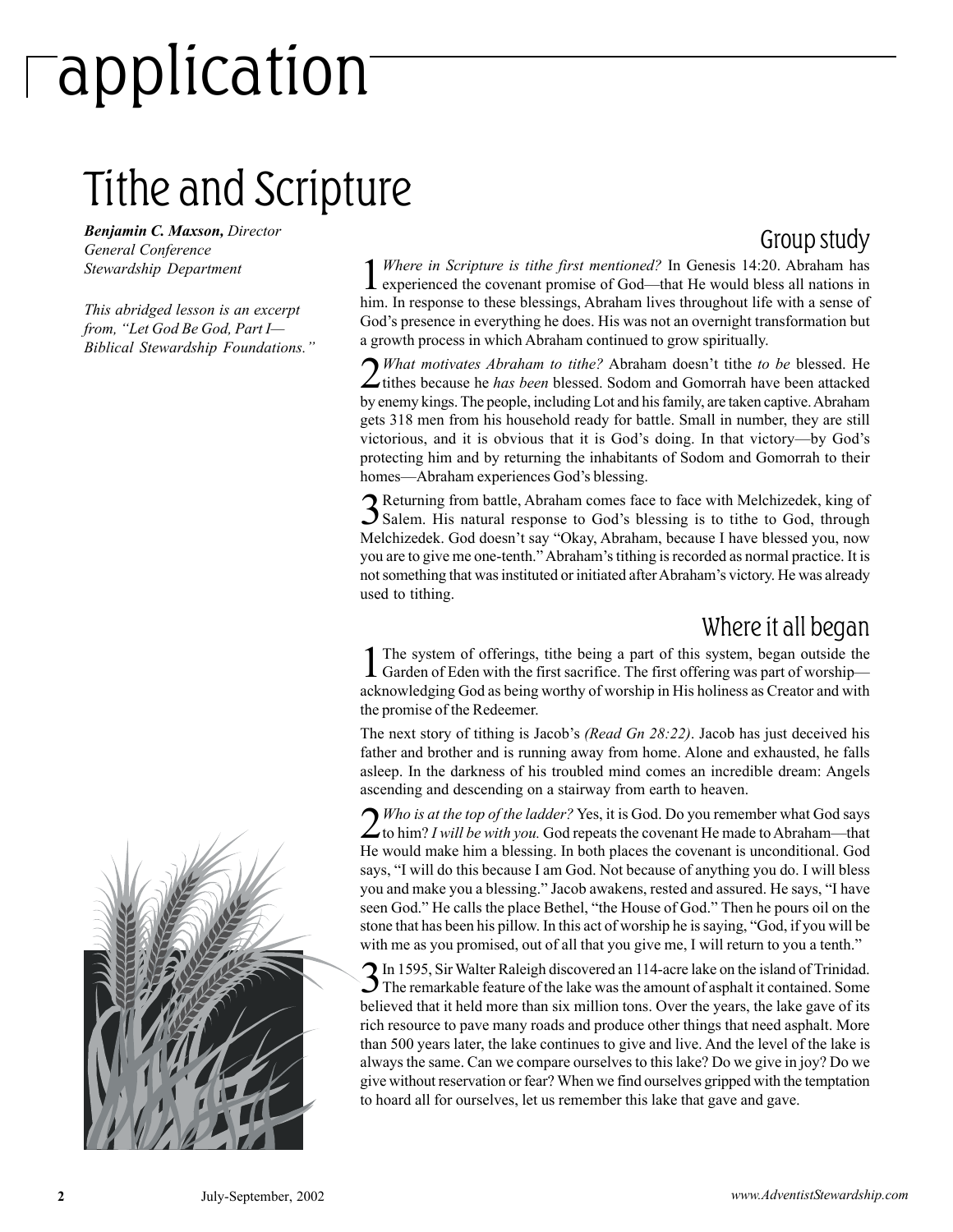# application

## Tithe and Scripture

***Benjamin C. Maxson,** Director*
*General Conference*
*Stewardship Department*

*This abridged lesson is an excerpt from, "Let God Be God, Part I—Biblical Stewardship Foundations."*

### Group study

1 *Where in Scripture is tithe first mentioned?* In Genesis 14:20. Abraham has experienced the covenant promise of God—that He would bless all nations in him. In response to these blessings, Abraham lives throughout life with a sense of God's presence in everything he does. His was not an overnight transformation but a growth process in which Abraham continued to grow spiritually.

2 *What motivates Abraham to tithe?* Abraham doesn't tithe *to be* blessed. He tithes because he *has been* blessed. Sodom and Gomorrah have been attacked by enemy kings. The people, including Lot and his family, are taken captive. Abraham gets 318 men from his household ready for battle. Small in number, they are still victorious, and it is obvious that it is God's doing. In that victory—by God's protecting him and by returning the inhabitants of Sodom and Gomorrah to their homes—Abraham experiences God's blessing.

3 Returning from battle, Abraham comes face to face with Melchizedek, king of Salem. His natural response to God's blessing is to tithe to God, through Melchizedek. God doesn't say "Okay, Abraham, because I have blessed you, now you are to give me one-tenth." Abraham's tithing is recorded as normal practice. It is not something that was instituted or initiated after Abraham's victory. He was already used to tithing.

### Where it all began

1 The system of offerings, tithe being a part of this system, began outside the Garden of Eden with the first sacrifice. The first offering was part of worship—acknowledging God as being worthy of worship in His holiness as Creator and with the promise of the Redeemer.

The next story of tithing is Jacob's *(Read Gn 28:22)*. Jacob has just deceived his father and brother and is running away from home. Alone and exhausted, he falls asleep. In the darkness of his troubled mind comes an incredible dream: Angels ascending and descending on a stairway from earth to heaven.

2 *Who is at the top of the ladder?* Yes, it is God. Do you remember what God says to him? *I will be with you.* God repeats the covenant He made to Abraham—that He would make him a blessing. In both places the covenant is unconditional. God says, "I will do this because I am God. Not because of anything you do. I will bless you and make you a blessing." Jacob awakens, rested and assured. He says, "I have seen God." He calls the place Bethel, "the House of God." Then he pours oil on the stone that has been his pillow. In this act of worship he is saying, "God, if you will be with me as you promised, out of all that you give me, I will return to you a tenth."

3 In 1595, Sir Walter Raleigh discovered an 114-acre lake on the island of Trinidad. The remarkable feature of the lake was the amount of asphalt it contained. Some believed that it held more than six million tons. Over the years, the lake gave of its rich resource to pave many roads and produce other things that need asphalt. More than 500 years later, the lake continues to give and live. And the level of the lake is always the same. Can we compare ourselves to this lake? Do we give in joy? Do we give without reservation or fear? When we find ourselves gripped with the temptation to hoard all for ourselves, let us remember this lake that gave and gave.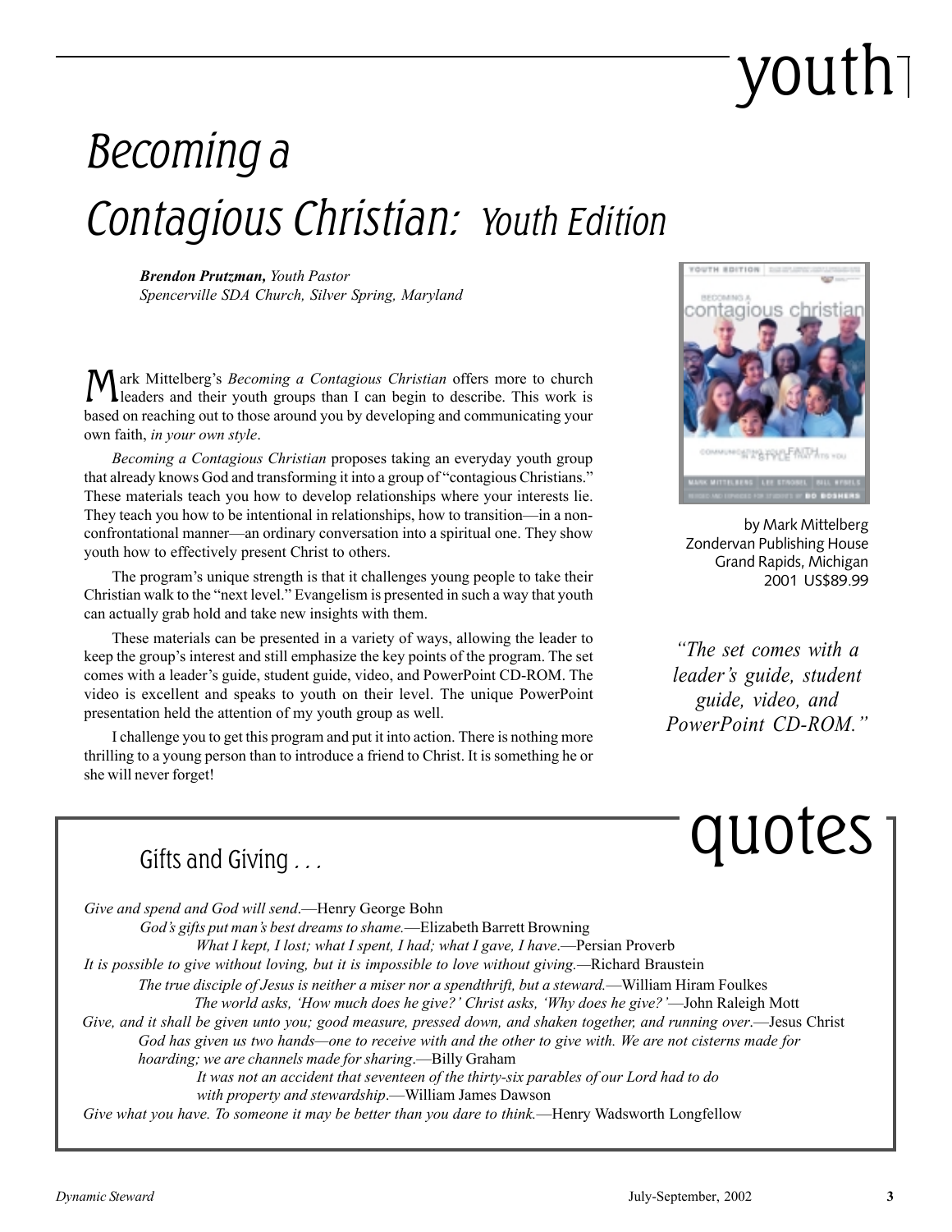# youth

## *Becoming a Contagious Christian: Youth Edition*

***Brendon Prutzman,** Youth Pastor*
*Spencerville SDA Church, Silver Spring, Maryland*

Mark Mittelberg's *Becoming a Contagious Christian* offers more to church leaders and their youth groups than I can begin to describe. This work is based on reaching out to those around you by developing and communicating your own faith, *in your own style*.

*Becoming a Contagious Christian* proposes taking an everyday youth group that already knows God and transforming it into a group of "contagious Christians." These materials teach you how to develop relationships where your interests lie. They teach you how to be intentional in relationships, how to transition—in a non-confrontational manner—an ordinary conversation into a spiritual one. They show youth how to effectively present Christ to others.

The program's unique strength is that it challenges young people to take their Christian walk to the "next level." Evangelism is presented in such a way that youth can actually grab hold and take new insights with them.

These materials can be presented in a variety of ways, allowing the leader to keep the group's interest and still emphasize the key points of the program. The set comes with a leader's guide, student guide, video, and PowerPoint CD-ROM. The video is excellent and speaks to youth on their level. The unique PowerPoint presentation held the attention of my youth group as well.

I challenge you to get this program and put it into action. There is nothing more thrilling to a young person than to introduce a friend to Christ. It is something he or she will never forget!

by Mark Mittelberg
Zondervan Publishing House
Grand Rapids, Michigan
2001 US$89.99

*"The set comes with a leader's guide, student guide, video, and PowerPoint CD-ROM."*

# quotes

## Gifts and Giving . . .

*Give and spend and God will send*.—Henry George Bohn

*God's gifts put man's best dreams to shame.*—Elizabeth Barrett Browning

*What I kept, I lost; what I spent, I had; what I gave, I have*.—Persian Proverb

*It is possible to give without loving, but it is impossible to love without giving.*—Richard Braustein

*The true disciple of Jesus is neither a miser nor a spendthrift, but a steward.*—William Hiram Foulkes

*The world asks, 'How much does he give?' Christ asks, 'Why does he give?'*—John Raleigh Mott

*Give, and it shall be given unto you; good measure, pressed down, and shaken together, and running over.*—Jesus Christ

*God has given us two hands—one to receive with and the other to give with. We are not cisterns made for hoarding; we are channels made for sharing*.—Billy Graham

*It was not an accident that seventeen of the thirty-six parables of our Lord had to do with property and stewardship*.—William James Dawson

*Give what you have. To someone it may be better than you dare to think.*—Henry Wadsworth Longfellow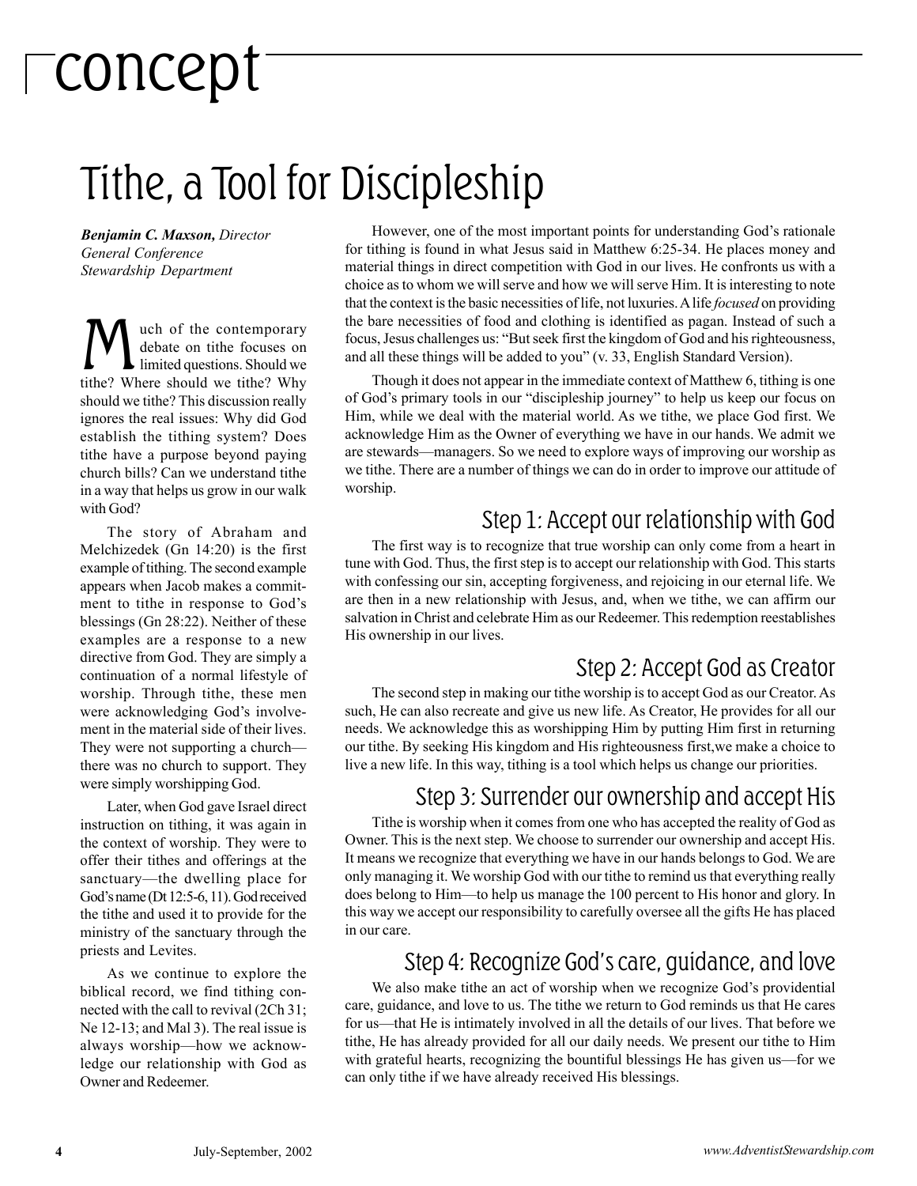# concept

## Tithe, a Tool for Discipleship

***Benjamin C. Maxson,*** *Director*
*General Conference*
*Stewardship Department*

Much of the contemporary debate on tithe focuses on limited questions. Should we tithe? Where should we tithe? Why should we tithe? This discussion really ignores the real issues: Why did God establish the tithing system? Does tithe have a purpose beyond paying church bills? Can we understand tithe in a way that helps us grow in our walk with God?

The story of Abraham and Melchizedek (Gn 14:20) is the first example of tithing. The second example appears when Jacob makes a commitment to tithe in response to God's blessings (Gn 28:22). Neither of these examples are a response to a new directive from God. They are simply a continuation of a normal lifestyle of worship. Through tithe, these men were acknowledging God's involvement in the material side of their lives. They were not supporting a church—there was no church to support. They were simply worshipping God.

Later, when God gave Israel direct instruction on tithing, it was again in the context of worship. They were to offer their tithes and offerings at the sanctuary—the dwelling place for God's name (Dt 12:5-6, 11). God received the tithe and used it to provide for the ministry of the sanctuary through the priests and Levites.

As we continue to explore the biblical record, we find tithing connected with the call to revival (2Ch 31; Ne 12-13; and Mal 3). The real issue is always worship—how we acknowledge our relationship with God as Owner and Redeemer.

However, one of the most important points for understanding God's rationale for tithing is found in what Jesus said in Matthew 6:25-34. He places money and material things in direct competition with God in our lives. He confronts us with a choice as to whom we will serve and how we will serve Him. It is interesting to note that the context is the basic necessities of life, not luxuries. A life *focused* on providing the bare necessities of food and clothing is identified as pagan. Instead of such a focus, Jesus challenges us: "But seek first the kingdom of God and his righteousness, and all these things will be added to you" (v. 33, English Standard Version).

Though it does not appear in the immediate context of Matthew 6, tithing is one of God's primary tools in our "discipleship journey" to help us keep our focus on Him, while we deal with the material world. As we tithe, we place God first. We acknowledge Him as the Owner of everything we have in our hands. We admit we are stewards—managers. So we need to explore ways of improving our worship as we tithe. There are a number of things we can do in order to improve our attitude of worship.

### Step 1: Accept our relationship with God

The first way is to recognize that true worship can only come from a heart in tune with God. Thus, the first step is to accept our relationship with God. This starts with confessing our sin, accepting forgiveness, and rejoicing in our eternal life. We are then in a new relationship with Jesus, and, when we tithe, we can affirm our salvation in Christ and celebrate Him as our Redeemer. This redemption reestablishes His ownership in our lives.

### Step 2: Accept God as Creator

The second step in making our tithe worship is to accept God as our Creator. As such, He can also recreate and give us new life. As Creator, He provides for all our needs. We acknowledge this as worshipping Him by putting Him first in returning our tithe. By seeking His kingdom and His righteousness first,we make a choice to live a new life. In this way, tithing is a tool which helps us change our priorities.

### Step 3: Surrender our ownership and accept His

Tithe is worship when it comes from one who has accepted the reality of God as Owner. This is the next step. We choose to surrender our ownership and accept His. It means we recognize that everything we have in our hands belongs to God. We are only managing it. We worship God with our tithe to remind us that everything really does belong to Him—to help us manage the 100 percent to His honor and glory. In this way we accept our responsibility to carefully oversee all the gifts He has placed in our care.

### Step 4: Recognize God's care, guidance, and love

We also make tithe an act of worship when we recognize God's providential care, guidance, and love to us. The tithe we return to God reminds us that He cares for us—that He is intimately involved in all the details of our lives. That before we tithe, He has already provided for all our daily needs. We present our tithe to Him with grateful hearts, recognizing the bountiful blessings He has given us—for we can only tithe if we have already received His blessings.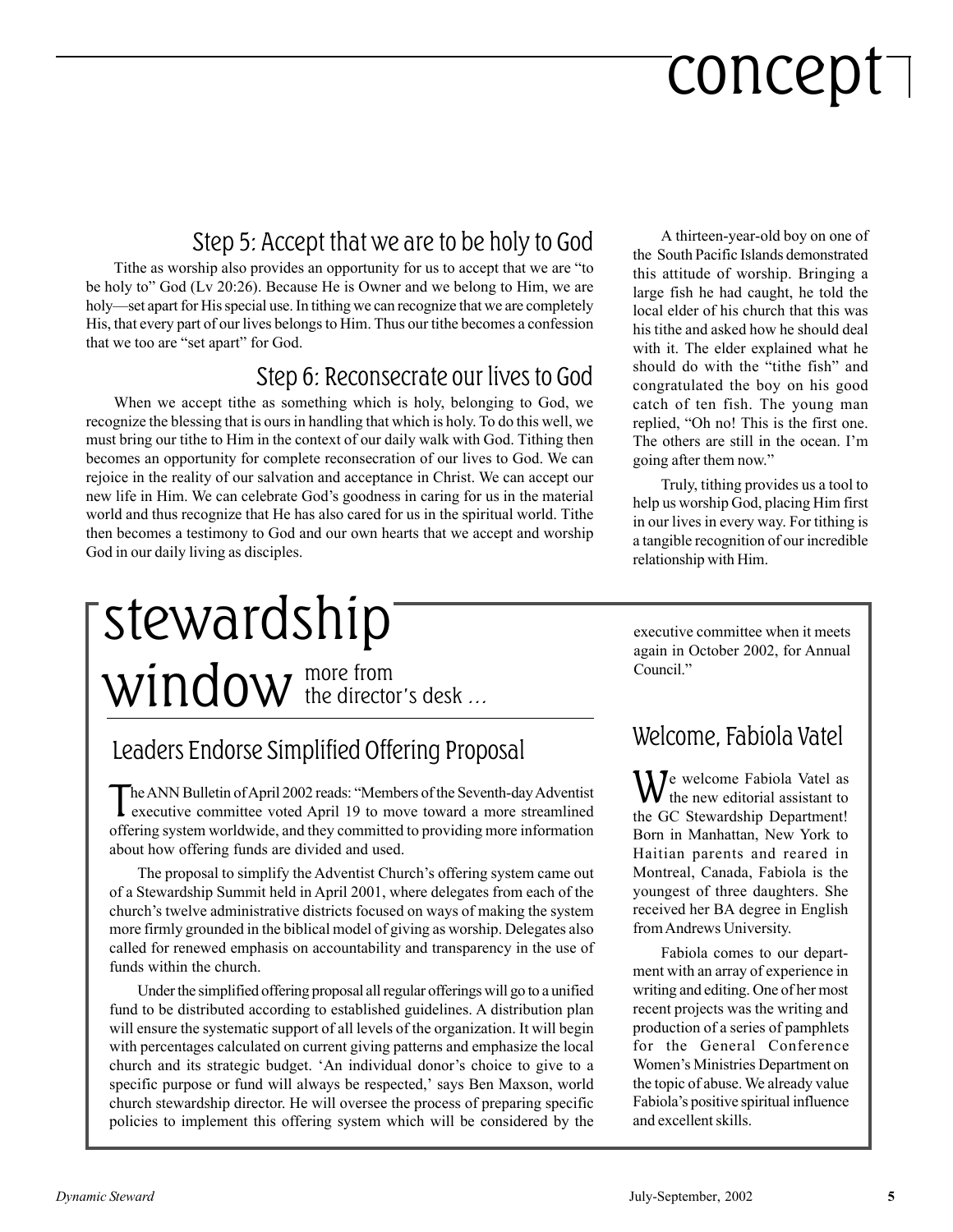# concept

## Step 5: Accept that we are to be holy to God

Tithe as worship also provides an opportunity for us to accept that we are "to be holy to" God (Lv 20:26). Because He is Owner and we belong to Him, we are holy—set apart for His special use. In tithing we can recognize that we are completely His, that every part of our lives belongs to Him. Thus our tithe becomes a confession that we too are "set apart" for God.

## Step 6: Reconsecrate our lives to God

When we accept tithe as something which is holy, belonging to God, we recognize the blessing that is ours in handling that which is holy. To do this well, we must bring our tithe to Him in the context of our daily walk with God. Tithing then becomes an opportunity for complete reconsecration of our lives to God. We can rejoice in the reality of our salvation and acceptance in Christ. We can accept our new life in Him. We can celebrate God's goodness in caring for us in the material world and thus recognize that He has also cared for us in the spiritual world. Tithe then becomes a testimony to God and our own hearts that we accept and worship God in our daily living as disciples.

A thirteen-year-old boy on one of the South Pacific Islands demonstrated this attitude of worship. Bringing a large fish he had caught, he told the local elder of his church that this was his tithe and asked how he should deal with it. The elder explained what he should do with the "tithe fish" and congratulated the boy on his good catch of ten fish. The young man replied, "Oh no! This is the first one. The others are still in the ocean. I'm going after them now."

Truly, tithing provides us a tool to help us worship God, placing Him first in our lives in every way. For tithing is a tangible recognition of our incredible relationship with Him.

# stewardship window

more from the director's desk ...

## Leaders Endorse Simplified Offering Proposal

The ANN Bulletin of April 2002 reads: "Members of the Seventh-day Adventist executive committee voted April 19 to move toward a more streamlined offering system worldwide, and they committed to providing more information about how offering funds are divided and used.

The proposal to simplify the Adventist Church's offering system came out of a Stewardship Summit held in April 2001, where delegates from each of the church's twelve administrative districts focused on ways of making the system more firmly grounded in the biblical model of giving as worship. Delegates also called for renewed emphasis on accountability and transparency in the use of funds within the church.

Under the simplified offering proposal all regular offerings will go to a unified fund to be distributed according to established guidelines. A distribution plan will ensure the systematic support of all levels of the organization. It will begin with percentages calculated on current giving patterns and emphasize the local church and its strategic budget. 'An individual donor's choice to give to a specific purpose or fund will always be respected,' says Ben Maxson, world church stewardship director. He will oversee the process of preparing specific policies to implement this offering system which will be considered by the executive committee when it meets again in October 2002, for Annual Council."

## Welcome, Fabiola Vatel

We welcome Fabiola Vatel as the new editorial assistant to the GC Stewardship Department! Born in Manhattan, New York to Haitian parents and reared in Montreal, Canada, Fabiola is the youngest of three daughters. She received her BA degree in English from Andrews University.

Fabiola comes to our department with an array of experience in writing and editing. One of her most recent projects was the writing and production of a series of pamphlets for the General Conference Women's Ministries Department on the topic of abuse. We already value Fabiola's positive spiritual influence and excellent skills.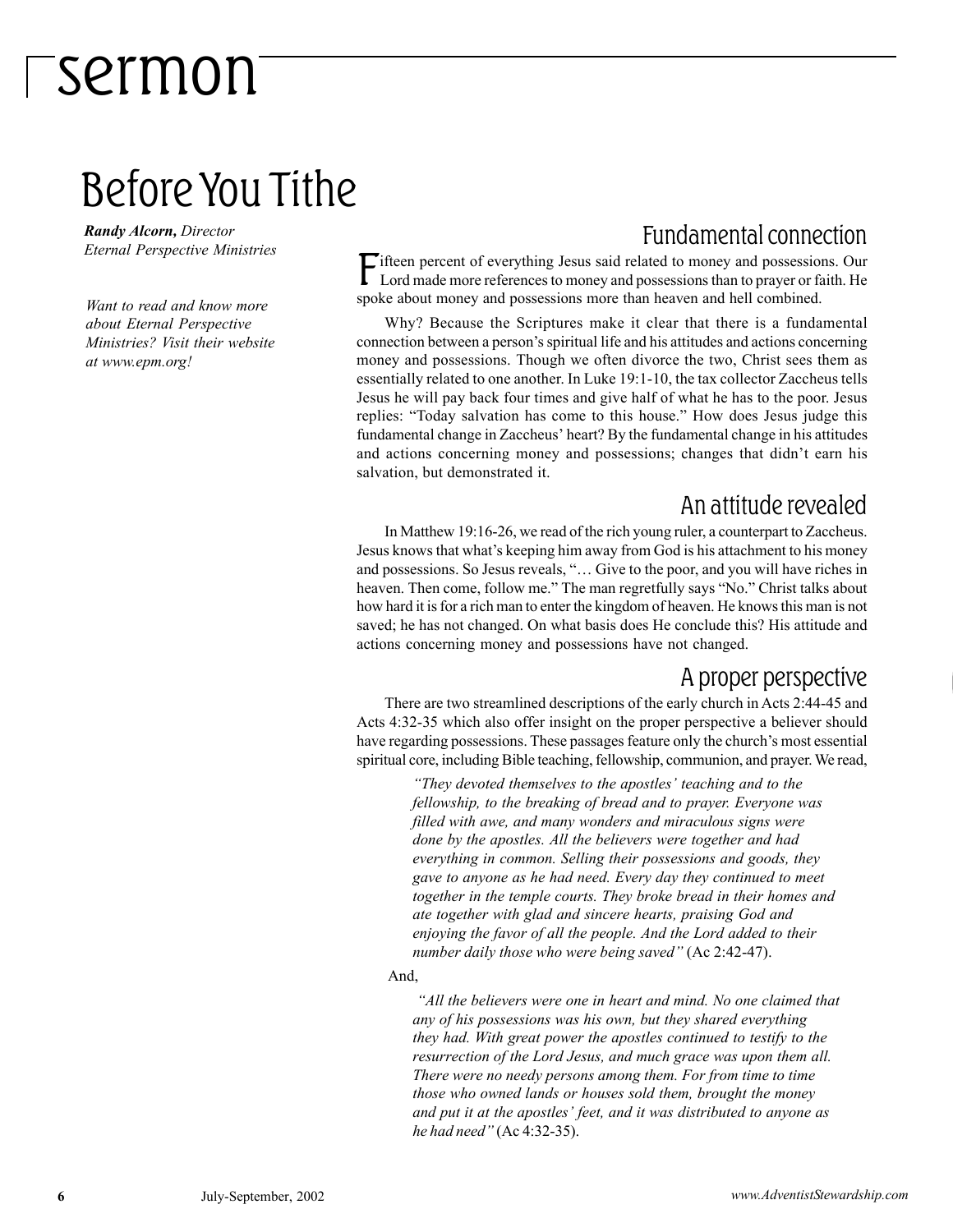# sermon

## Before You Tithe

***Randy Alcorn,*** *Director*
*Eternal Perspective Ministries*

*Want to read and know more about Eternal Perspective Ministries? Visit their website at www.epm.org!*

### Fundamental connection

Fifteen percent of everything Jesus said related to money and possessions. Our Lord made more references to money and possessions than to prayer or faith. He spoke about money and possessions more than heaven and hell combined.

Why? Because the Scriptures make it clear that there is a fundamental connection between a person's spiritual life and his attitudes and actions concerning money and possessions. Though we often divorce the two, Christ sees them as essentially related to one another. In Luke 19:1-10, the tax collector Zaccheus tells Jesus he will pay back four times and give half of what he has to the poor. Jesus replies: "Today salvation has come to this house." How does Jesus judge this fundamental change in Zaccheus' heart? By the fundamental change in his attitudes and actions concerning money and possessions; changes that didn't earn his salvation, but demonstrated it.

### An attitude revealed

In Matthew 19:16-26, we read of the rich young ruler, a counterpart to Zaccheus. Jesus knows that what's keeping him away from God is his attachment to his money and possessions. So Jesus reveals, "… Give to the poor, and you will have riches in heaven. Then come, follow me." The man regretfully says "No." Christ talks about how hard it is for a rich man to enter the kingdom of heaven. He knows this man is not saved; he has not changed. On what basis does He conclude this? His attitude and actions concerning money and possessions have not changed.

### A proper perspective

There are two streamlined descriptions of the early church in Acts 2:44-45 and Acts 4:32-35 which also offer insight on the proper perspective a believer should have regarding possessions. These passages feature only the church's most essential spiritual core, including Bible teaching, fellowship, communion, and prayer. We read,

> *"They devoted themselves to the apostles' teaching and to the fellowship, to the breaking of bread and to prayer. Everyone was filled with awe, and many wonders and miraculous signs were done by the apostles. All the believers were together and had everything in common. Selling their possessions and goods, they gave to anyone as he had need. Every day they continued to meet together in the temple courts. They broke bread in their homes and ate together with glad and sincere hearts, praising God and enjoying the favor of all the people. And the Lord added to their number daily those who were being saved"* (Ac 2:42-47).

And,

> *"All the believers were one in heart and mind. No one claimed that any of his possessions was his own, but they shared everything they had. With great power the apostles continued to testify to the resurrection of the Lord Jesus, and much grace was upon them all. There were no needy persons among them. For from time to time those who owned lands or houses sold them, brought the money and put it at the apostles' feet, and it was distributed to anyone as he had need"* (Ac 4:32-35).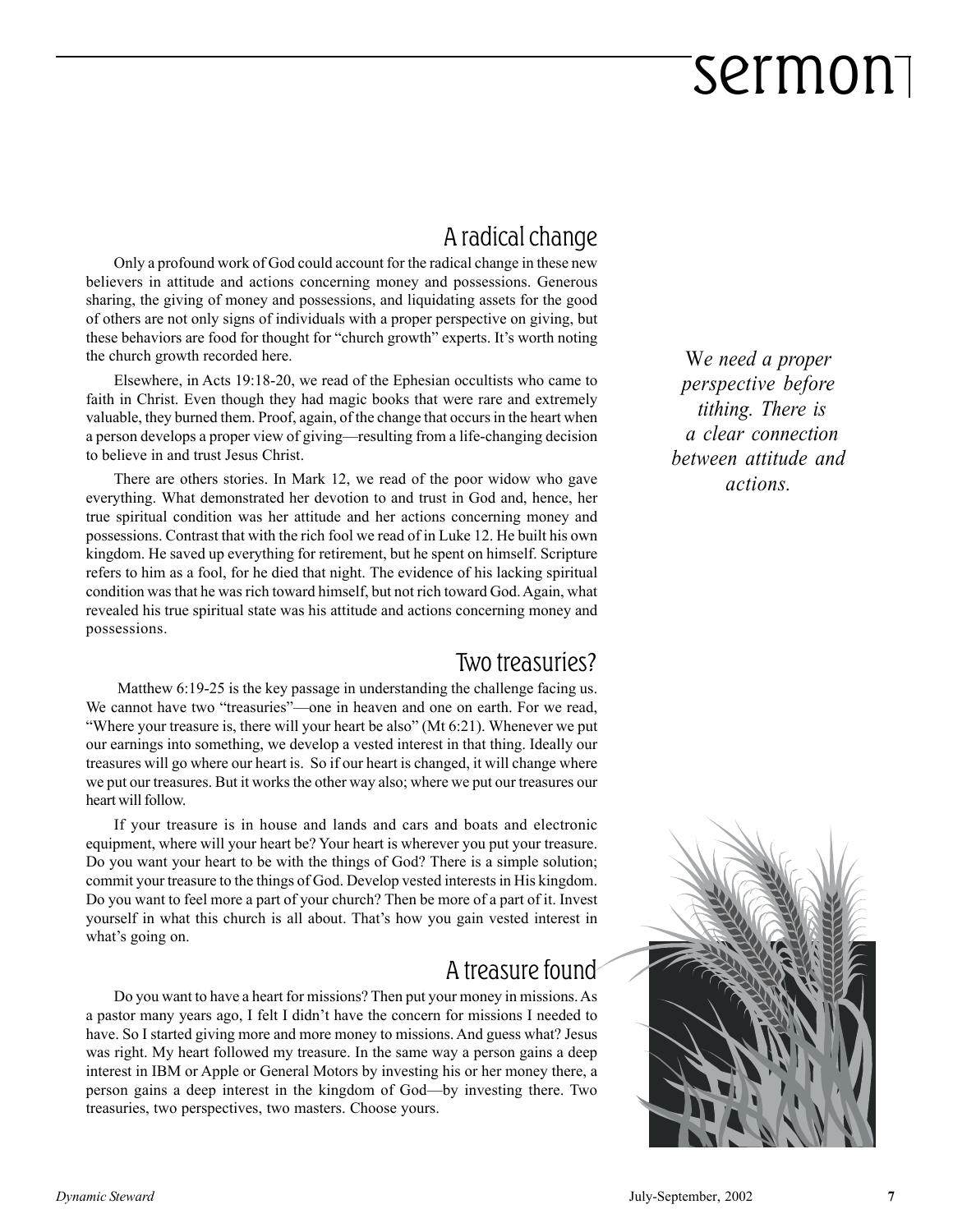## A radical change

Only a profound work of God could account for the radical change in these new believers in attitude and actions concerning money and possessions. Generous sharing, the giving of money and possessions, and liquidating assets for the good of others are not only signs of individuals with a proper perspective on giving, but these behaviors are food for thought for "church growth" experts. It's worth noting the church growth recorded here.

Elsewhere, in Acts 19:18-20, we read of the Ephesian occultists who came to faith in Christ. Even though they had magic books that were rare and extremely valuable, they burned them. Proof, again, of the change that occurs in the heart when a person develops a proper view of giving—resulting from a life-changing decision to believe in and trust Jesus Christ.

There are others stories. In Mark 12, we read of the poor widow who gave everything. What demonstrated her devotion to and trust in God and, hence, her true spiritual condition was her attitude and her actions concerning money and possessions. Contrast that with the rich fool we read of in Luke 12. He built his own kingdom. He saved up everything for retirement, but he spent on himself. Scripture refers to him as a fool, for he died that night. The evidence of his lacking spiritual condition was that he was rich toward himself, but not rich toward God. Again, what revealed his true spiritual state was his attitude and actions concerning money and possessions.

*We need a proper perspective before tithing. There is a clear connection between attitude and actions.*

## Two treasuries?

Matthew 6:19-25 is the key passage in understanding the challenge facing us. We cannot have two "treasuries"—one in heaven and one on earth. For we read, "Where your treasure is, there will your heart be also" (Mt 6:21). Whenever we put our earnings into something, we develop a vested interest in that thing. Ideally our treasures will go where our heart is. So if our heart is changed, it will change where we put our treasures. But it works the other way also; where we put our treasures our heart will follow.

If your treasure is in house and lands and cars and boats and electronic equipment, where will your heart be? Your heart is wherever you put your treasure. Do you want your heart to be with the things of God? There is a simple solution; commit your treasure to the things of God. Develop vested interests in His kingdom. Do you want to feel more a part of your church? Then be more of a part of it. Invest yourself in what this church is all about. That's how you gain vested interest in what's going on.

## A treasure found

Do you want to have a heart for missions? Then put your money in missions. As a pastor many years ago, I felt I didn't have the concern for missions I needed to have. So I started giving more and more money to missions. And guess what? Jesus was right. My heart followed my treasure. In the same way a person gains a deep interest in IBM or Apple or General Motors by investing his or her money there, a person gains a deep interest in the kingdom of God—by investing there. Two treasuries, two perspectives, two masters. Choose yours.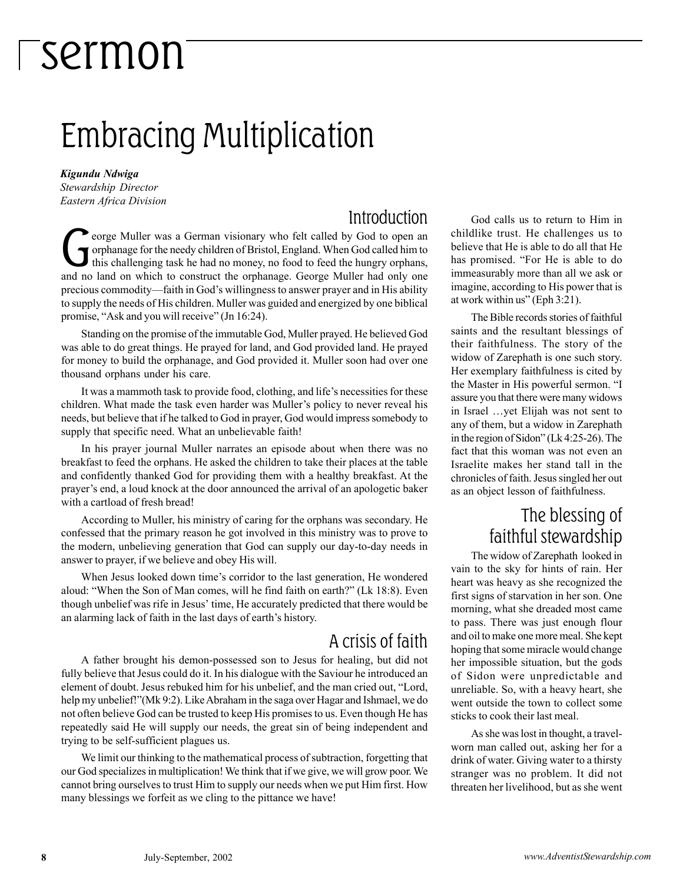# sermon

## Embracing Multiplication

***Kigundu Ndwiga***
*Stewardship Director*
*Eastern Africa Division*

### Introduction

George Muller was a German visionary who felt called by God to open an orphanage for the needy children of Bristol, England. When God called him to this challenging task he had no money, no food to feed the hungry orphans, and no land on which to construct the orphanage. George Muller had only one precious commodity—faith in God's willingness to answer prayer and in His ability to supply the needs of His children. Muller was guided and energized by one biblical promise, "Ask and you will receive" (Jn 16:24).

Standing on the promise of the immutable God, Muller prayed. He believed God was able to do great things. He prayed for land, and God provided land. He prayed for money to build the orphanage, and God provided it. Muller soon had over one thousand orphans under his care.

It was a mammoth task to provide food, clothing, and life's necessities for these children. What made the task even harder was Muller's policy to never reveal his needs, but believe that if he talked to God in prayer, God would impress somebody to supply that specific need. What an unbelievable faith!

In his prayer journal Muller narrates an episode about when there was no breakfast to feed the orphans. He asked the children to take their places at the table and confidently thanked God for providing them with a healthy breakfast. At the prayer's end, a loud knock at the door announced the arrival of an apologetic baker with a cartload of fresh bread!

According to Muller, his ministry of caring for the orphans was secondary. He confessed that the primary reason he got involved in this ministry was to prove to the modern, unbelieving generation that God can supply our day-to-day needs in answer to prayer, if we believe and obey His will.

When Jesus looked down time's corridor to the last generation, He wondered aloud: "When the Son of Man comes, will he find faith on earth?" (Lk 18:8). Even though unbelief was rife in Jesus' time, He accurately predicted that there would be an alarming lack of faith in the last days of earth's history.

### A crisis of faith

A father brought his demon-possessed son to Jesus for healing, but did not fully believe that Jesus could do it. In his dialogue with the Saviour he introduced an element of doubt. Jesus rebuked him for his unbelief, and the man cried out, "Lord, help my unbelief!"(Mk 9:2). Like Abraham in the saga over Hagar and Ishmael, we do not often believe God can be trusted to keep His promises to us. Even though He has repeatedly said He will supply our needs, the great sin of being independent and trying to be self-sufficient plagues us.

We limit our thinking to the mathematical process of subtraction, forgetting that our God specializes in multiplication! We think that if we give, we will grow poor. We cannot bring ourselves to trust Him to supply our needs when we put Him first. How many blessings we forfeit as we cling to the pittance we have!

God calls us to return to Him in childlike trust. He challenges us to believe that He is able to do all that He has promised. "For He is able to do immeasurably more than all we ask or imagine, according to His power that is at work within us" (Eph 3:21).

The Bible records stories of faithful saints and the resultant blessings of their faithfulness. The story of the widow of Zarephath is one such story. Her exemplary faithfulness is cited by the Master in His powerful sermon. "I assure you that there were many widows in Israel …yet Elijah was not sent to any of them, but a widow in Zarephath in the region of Sidon" (Lk 4:25-26). The fact that this woman was not even an Israelite makes her stand tall in the chronicles of faith. Jesus singled her out as an object lesson of faithfulness.

### The blessing of faithful stewardship

The widow of Zarephath looked in vain to the sky for hints of rain. Her heart was heavy as she recognized the first signs of starvation in her son. One morning, what she dreaded most came to pass. There was just enough flour and oil to make one more meal. She kept hoping that some miracle would change her impossible situation, but the gods of Sidon were unpredictable and unreliable. So, with a heavy heart, she went outside the town to collect some sticks to cook their last meal.

As she was lost in thought, a travel-worn man called out, asking her for a drink of water. Giving water to a thirsty stranger was no problem. It did not threaten her livelihood, but as she went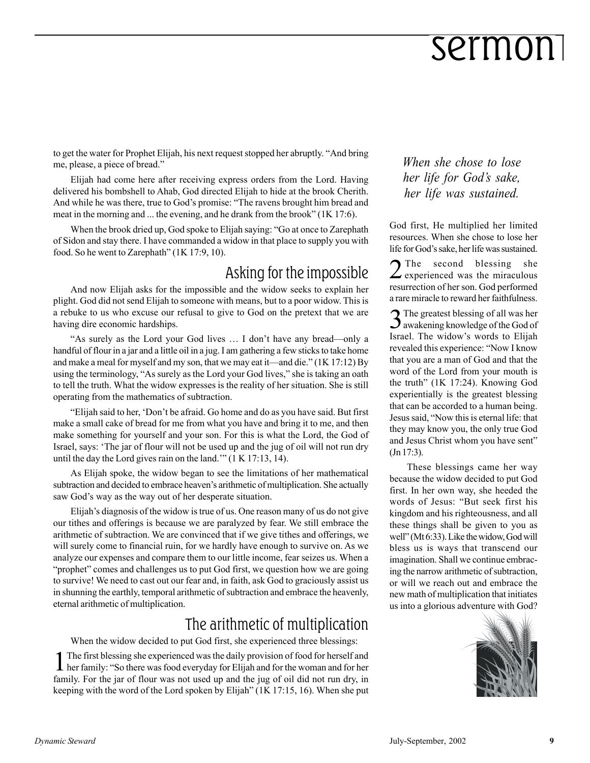to get the water for Prophet Elijah, his next request stopped her abruptly. "And bring me, please, a piece of bread."

Elijah had come here after receiving express orders from the Lord. Having delivered his bombshell to Ahab, God directed Elijah to hide at the brook Cherith. And while he was there, true to God's promise: "The ravens brought him bread and meat in the morning and ... the evening, and he drank from the brook" (1K 17:6).

When the brook dried up, God spoke to Elijah saying: "Go at once to Zarephath of Sidon and stay there. I have commanded a widow in that place to supply you with food. So he went to Zarephath" (1K 17:9, 10).

## Asking for the impossible

And now Elijah asks for the impossible and the widow seeks to explain her plight. God did not send Elijah to someone with means, but to a poor widow. This is a rebuke to us who excuse our refusal to give to God on the pretext that we are having dire economic hardships.

"As surely as the Lord your God lives … I don't have any bread—only a handful of flour in a jar and a little oil in a jug. I am gathering a few sticks to take home and make a meal for myself and my son, that we may eat it—and die." (1K 17:12) By using the terminology, "As surely as the Lord your God lives," she is taking an oath to tell the truth. What the widow expresses is the reality of her situation. She is still operating from the mathematics of subtraction.

"Elijah said to her, 'Don't be afraid. Go home and do as you have said. But first make a small cake of bread for me from what you have and bring it to me, and then make something for yourself and your son. For this is what the Lord, the God of Israel, says: 'The jar of flour will not be used up and the jug of oil will not run dry until the day the Lord gives rain on the land.'" (1 K 17:13, 14).

As Elijah spoke, the widow began to see the limitations of her mathematical subtraction and decided to embrace heaven's arithmetic of multiplication. She actually saw God's way as the way out of her desperate situation.

Elijah's diagnosis of the widow is true of us. One reason many of us do not give our tithes and offerings is because we are paralyzed by fear. We still embrace the arithmetic of subtraction. We are convinced that if we give tithes and offerings, we will surely come to financial ruin, for we hardly have enough to survive on. As we analyze our expenses and compare them to our little income, fear seizes us. When a "prophet" comes and challenges us to put God first, we question how we are going to survive! We need to cast out our fear and, in faith, ask God to graciously assist us in shunning the earthly, temporal arithmetic of subtraction and embrace the heavenly, eternal arithmetic of multiplication.

## The arithmetic of multiplication

When the widow decided to put God first, she experienced three blessings:

1. The first blessing she experienced was the daily provision of food for herself and her family: "So there was food everyday for Elijah and for the woman and for her family. For the jar of flour was not used up and the jug of oil did not run dry, in keeping with the word of the Lord spoken by Elijah" (1K 17:15, 16). When she put God first, He multiplied her limited resources. When she chose to lose her life for God's sake, her life was sustained.

*When she chose to lose her life for God's sake, her life was sustained.*

2. The second blessing she experienced was the miraculous resurrection of her son. God performed a rare miracle to reward her faithfulness.

3. The greatest blessing of all was her awakening knowledge of the God of Israel. The widow's words to Elijah revealed this experience: "Now I know that you are a man of God and that the word of the Lord from your mouth is the truth" (1K 17:24). Knowing God experientially is the greatest blessing that can be accorded to a human being. Jesus said, "Now this is eternal life: that they may know you, the only true God and Jesus Christ whom you have sent" (Jn 17:3).

These blessings came her way because the widow decided to put God first. In her own way, she heeded the words of Jesus: "But seek first his kingdom and his righteousness, and all these things shall be given to you as well" (Mt 6:33). Like the widow, God will bless us is ways that transcend our imagination. Shall we continue embracing the narrow arithmetic of subtraction, or will we reach out and embrace the new math of multiplication that initiates us into a glorious adventure with God?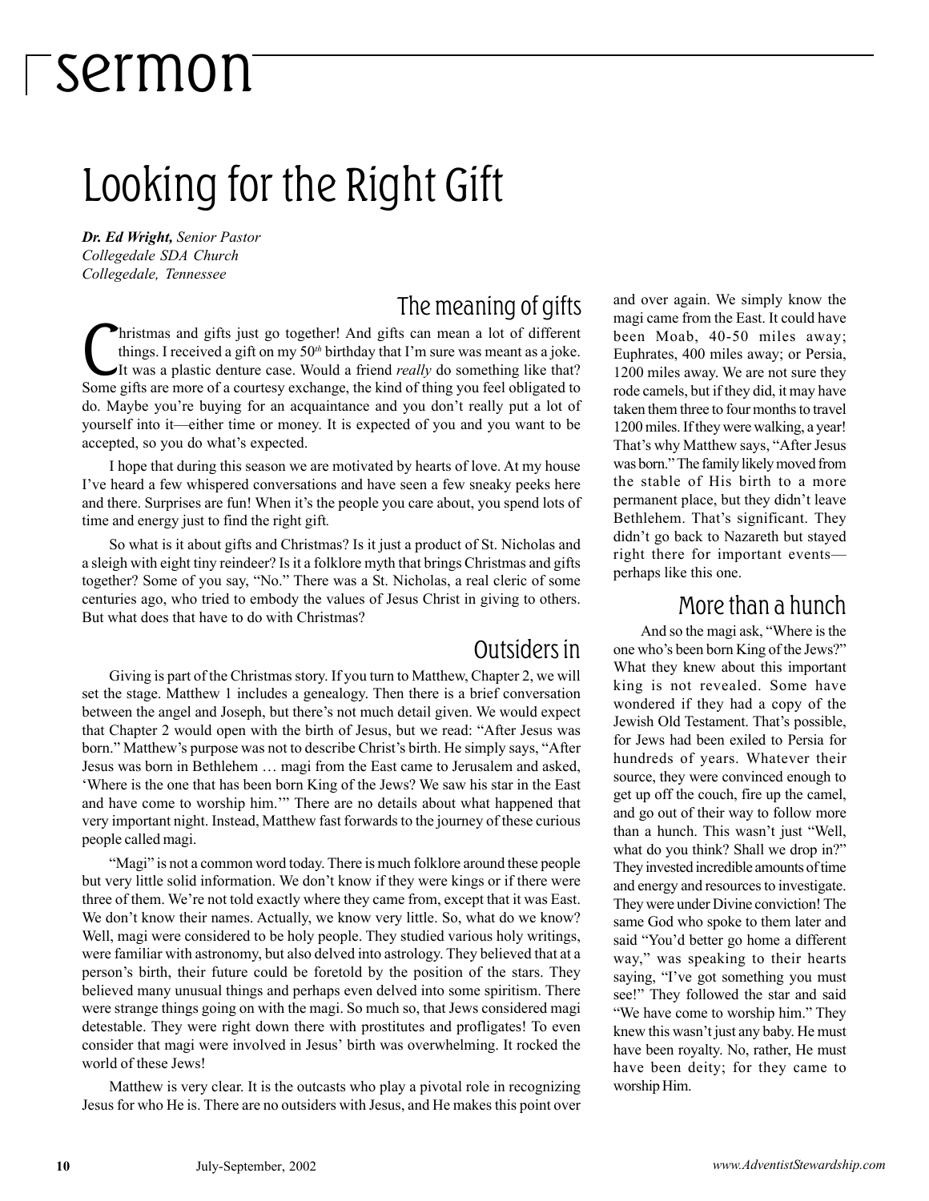# sermon

# Looking for the Right Gift

***Dr. Ed Wright,*** *Senior Pastor*
*Collegedale SDA Church*
*Collegedale, Tennessee*

## The meaning of gifts

Christmas and gifts just go together! And gifts can mean a lot of different things. I received a gift on my 50th birthday that I'm sure was meant as a joke. It was a plastic denture case. Would a friend *really* do something like that? Some gifts are more of a courtesy exchange, the kind of thing you feel obligated to do. Maybe you're buying for an acquaintance and you don't really put a lot of yourself into it—either time or money. It is expected of you and you want to be accepted, so you do what's expected.

I hope that during this season we are motivated by hearts of love. At my house I've heard a few whispered conversations and have seen a few sneaky peeks here and there. Surprises are fun! When it's the people you care about, you spend lots of time and energy just to find the right gift.

So what is it about gifts and Christmas? Is it just a product of St. Nicholas and a sleigh with eight tiny reindeer? Is it a folklore myth that brings Christmas and gifts together? Some of you say, "No." There was a St. Nicholas, a real cleric of some centuries ago, who tried to embody the values of Jesus Christ in giving to others. But what does that have to do with Christmas?

## Outsiders in

Giving is part of the Christmas story. If you turn to Matthew, Chapter 2, we will set the stage. Matthew 1 includes a genealogy. Then there is a brief conversation between the angel and Joseph, but there's not much detail given. We would expect that Chapter 2 would open with the birth of Jesus, but we read: "After Jesus was born." Matthew's purpose was not to describe Christ's birth. He simply says, "After Jesus was born in Bethlehem … magi from the East came to Jerusalem and asked, 'Where is the one that has been born King of the Jews? We saw his star in the East and have come to worship him.'" There are no details about what happened that very important night. Instead, Matthew fast forwards to the journey of these curious people called magi.

"Magi" is not a common word today. There is much folklore around these people but very little solid information. We don't know if they were kings or if there were three of them. We're not told exactly where they came from, except that it was East. We don't know their names. Actually, we know very little. So, what do we know? Well, magi were considered to be holy people. They studied various holy writings, were familiar with astronomy, but also delved into astrology. They believed that at a person's birth, their future could be foretold by the position of the stars. They believed many unusual things and perhaps even delved into some spiritism. There were strange things going on with the magi. So much so, that Jews considered magi detestable. They were right down there with prostitutes and profligates! To even consider that magi were involved in Jesus' birth was overwhelming. It rocked the world of these Jews!

Matthew is very clear. It is the outcasts who play a pivotal role in recognizing Jesus for who He is. There are no outsiders with Jesus, and He makes this point over and over again. We simply know the magi came from the East. It could have been Moab, 40-50 miles away; Euphrates, 400 miles away; or Persia, 1200 miles away. We are not sure they rode camels, but if they did, it may have taken them three to four months to travel 1200 miles. If they were walking, a year! That's why Matthew says, "After Jesus was born." The family likely moved from the stable of His birth to a more permanent place, but they didn't leave Bethlehem. That's significant. They didn't go back to Nazareth but stayed right there for important events—perhaps like this one.

## More than a hunch

And so the magi ask, "Where is the one who's been born King of the Jews?" What they knew about this important king is not revealed. Some have wondered if they had a copy of the Jewish Old Testament. That's possible, for Jews had been exiled to Persia for hundreds of years. Whatever their source, they were convinced enough to get up off the couch, fire up the camel, and go out of their way to follow more than a hunch. This wasn't just "Well, what do you think? Shall we drop in?" They invested incredible amounts of time and energy and resources to investigate. They were under Divine conviction! The same God who spoke to them later and said "You'd better go home a different way," was speaking to their hearts saying, "I've got something you must see!" They followed the star and said "We have come to worship him." They knew this wasn't just any baby. He must have been royalty. No, rather, He must have been deity; for they came to worship Him.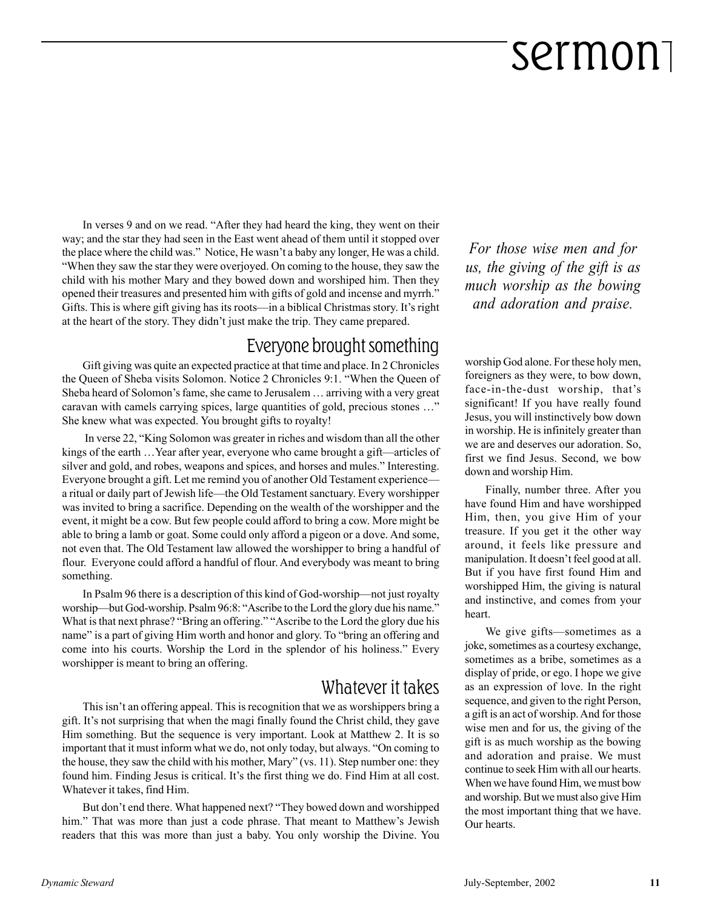In verses 9 and on we read. "After they had heard the king, they went on their way; and the star they had seen in the East went ahead of them until it stopped over the place where the child was." Notice, He wasn't a baby any longer, He was a child. "When they saw the star they were overjoyed. On coming to the house, they saw the child with his mother Mary and they bowed down and worshiped him. Then they opened their treasures and presented him with gifts of gold and incense and myrrh." Gifts. This is where gift giving has its roots—in a biblical Christmas story. It's right at the heart of the story. They didn't just make the trip. They came prepared.

## Everyone brought something

Gift giving was quite an expected practice at that time and place. In 2 Chronicles the Queen of Sheba visits Solomon. Notice 2 Chronicles 9:1. "When the Queen of Sheba heard of Solomon's fame, she came to Jerusalem … arriving with a very great caravan with camels carrying spices, large quantities of gold, precious stones …" She knew what was expected. You brought gifts to royalty!

In verse 22, "King Solomon was greater in riches and wisdom than all the other kings of the earth …Year after year, everyone who came brought a gift—articles of silver and gold, and robes, weapons and spices, and horses and mules." Interesting. Everyone brought a gift. Let me remind you of another Old Testament experience—a ritual or daily part of Jewish life—the Old Testament sanctuary. Every worshipper was invited to bring a sacrifice. Depending on the wealth of the worshipper and the event, it might be a cow. But few people could afford to bring a cow. More might be able to bring a lamb or goat. Some could only afford a pigeon or a dove. And some, not even that. The Old Testament law allowed the worshipper to bring a handful of flour. Everyone could afford a handful of flour. And everybody was meant to bring something.

In Psalm 96 there is a description of this kind of God-worship—not just royalty worship—but God-worship. Psalm 96:8: "Ascribe to the Lord the glory due his name." What is that next phrase? "Bring an offering." "Ascribe to the Lord the glory due his name" is a part of giving Him worth and honor and glory. To "bring an offering and come into his courts. Worship the Lord in the splendor of his holiness." Every worshipper is meant to bring an offering.

## Whatever it takes

This isn't an offering appeal. This is recognition that we as worshippers bring a gift. It's not surprising that when the magi finally found the Christ child, they gave Him something. But the sequence is very important. Look at Matthew 2. It is so important that it must inform what we do, not only today, but always. "On coming to the house, they saw the child with his mother, Mary" (vs. 11). Step number one: they found him. Finding Jesus is critical. It's the first thing we do. Find Him at all cost. Whatever it takes, find Him.

But don't end there. What happened next? "They bowed down and worshipped him." That was more than just a code phrase. That meant to Matthew's Jewish readers that this was more than just a baby. You only worship the Divine. You worship God alone. For these holy men, foreigners as they were, to bow down, face-in-the-dust worship, that's significant! If you have really found Jesus, you will instinctively bow down in worship. He is infinitely greater than we are and deserves our adoration. So, first we find Jesus. Second, we bow down and worship Him.

*For those wise men and for us, the giving of the gift is as much worship as the bowing and adoration and praise.*

Finally, number three. After you have found Him and have worshipped Him, then, you give Him of your treasure. If you get it the other way around, it feels like pressure and manipulation. It doesn't feel good at all. But if you have first found Him and worshipped Him, the giving is natural and instinctive, and comes from your heart.

We give gifts—sometimes as a joke, sometimes as a courtesy exchange, sometimes as a bribe, sometimes as a display of pride, or ego. I hope we give as an expression of love. In the right sequence, and given to the right Person, a gift is an act of worship. And for those wise men and for us, the giving of the gift is as much worship as the bowing and adoration and praise. We must continue to seek Him with all our hearts. When we have found Him, we must bow and worship. But we must also give Him the most important thing that we have. Our hearts.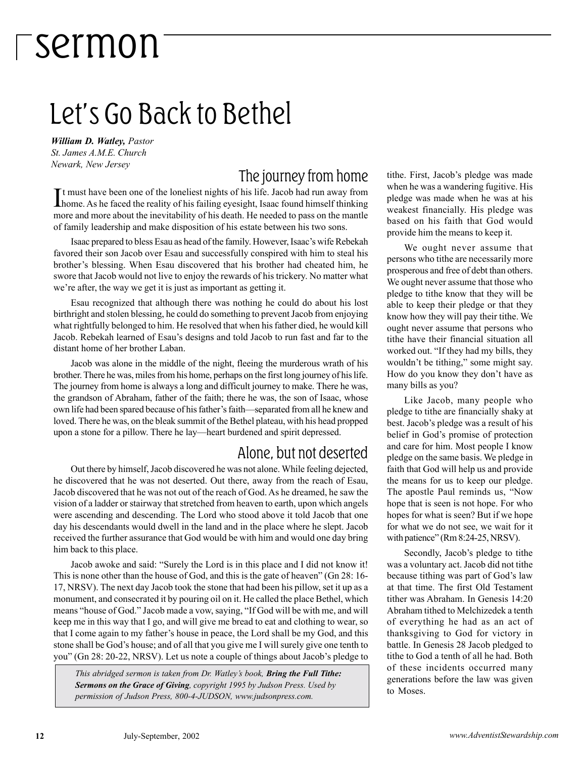# sermon

## Let's Go Back to Bethel

***William D. Watley,*** *Pastor*
*St. James A.M.E. Church*
*Newark, New Jersey*

### The journey from home

It must have been one of the loneliest nights of his life. Jacob had run away from home. As he faced the reality of his failing eyesight, Isaac found himself thinking more and more about the inevitability of his death. He needed to pass on the mantle of family leadership and make disposition of his estate between his two sons.

Isaac prepared to bless Esau as head of the family. However, Isaac's wife Rebekah favored their son Jacob over Esau and successfully conspired with him to steal his brother's blessing. When Esau discovered that his brother had cheated him, he swore that Jacob would not live to enjoy the rewards of his trickery. No matter what we're after, the way we get it is just as important as getting it.

Esau recognized that although there was nothing he could do about his lost birthright and stolen blessing, he could do something to prevent Jacob from enjoying what rightfully belonged to him. He resolved that when his father died, he would kill Jacob. Rebekah learned of Esau's designs and told Jacob to run fast and far to the distant home of her brother Laban.

Jacob was alone in the middle of the night, fleeing the murderous wrath of his brother. There he was, miles from his home, perhaps on the first long journey of his life. The journey from home is always a long and difficult journey to make. There he was, the grandson of Abraham, father of the faith; there he was, the son of Isaac, whose own life had been spared because of his father's faith—separated from all he knew and loved. There he was, on the bleak summit of the Bethel plateau, with his head propped upon a stone for a pillow. There he lay—heart burdened and spirit depressed.

### Alone, but not deserted

Out there by himself, Jacob discovered he was not alone. While feeling dejected, he discovered that he was not deserted. Out there, away from the reach of Esau, Jacob discovered that he was not out of the reach of God. As he dreamed, he saw the vision of a ladder or stairway that stretched from heaven to earth, upon which angels were ascending and descending. The Lord who stood above it told Jacob that one day his descendants would dwell in the land and in the place where he slept. Jacob received the further assurance that God would be with him and would one day bring him back to this place.

Jacob awoke and said: "Surely the Lord is in this place and I did not know it! This is none other than the house of God, and this is the gate of heaven" (Gn 28: 16-17, NRSV). The next day Jacob took the stone that had been his pillow, set it up as a monument, and consecrated it by pouring oil on it. He called the place Bethel, which means "house of God." Jacob made a vow, saying, "If God will be with me, and will keep me in this way that I go, and will give me bread to eat and clothing to wear, so that I come again to my father's house in peace, the Lord shall be my God, and this stone shall be God's house; and of all that you give me I will surely give one tenth to you" (Gn 28: 20-22, NRSV). Let us note a couple of things about Jacob's pledge to tithe. First, Jacob's pledge was made when he was a wandering fugitive. His pledge was made when he was at his weakest financially. His pledge was based on his faith that God would provide him the means to keep it.

We ought never assume that persons who tithe are necessarily more prosperous and free of debt than others. We ought never assume that those who pledge to tithe know that they will be able to keep their pledge or that they know how they will pay their tithe. We ought never assume that persons who tithe have their financial situation all worked out. "If they had my bills, they wouldn't be tithing," some might say. How do you know they don't have as many bills as you?

Like Jacob, many people who pledge to tithe are financially shaky at best. Jacob's pledge was a result of his belief in God's promise of protection and care for him. Most people I know pledge on the same basis. We pledge in faith that God will help us and provide the means for us to keep our pledge. The apostle Paul reminds us, "Now hope that is seen is not hope. For who hopes for what is seen? But if we hope for what we do not see, we wait for it with patience" (Rm 8:24-25, NRSV).

Secondly, Jacob's pledge to tithe was a voluntary act. Jacob did not tithe because tithing was part of God's law at that time. The first Old Testament tither was Abraham. In Genesis 14:20 Abraham tithed to Melchizedek a tenth of everything he had as an act of thanksgiving to God for victory in battle. In Genesis 28 Jacob pledged to tithe to God a tenth of all he had. Both of these incidents occurred many generations before the law was given to Moses.

*This abridged sermon is taken from Dr. Watley's book,* ***Bring the Full Tithe: Sermons on the Grace of Giving****, copyright 1995 by Judson Press. Used by permission of Judson Press, 800-4-JUDSON, www.judsonpress.com.*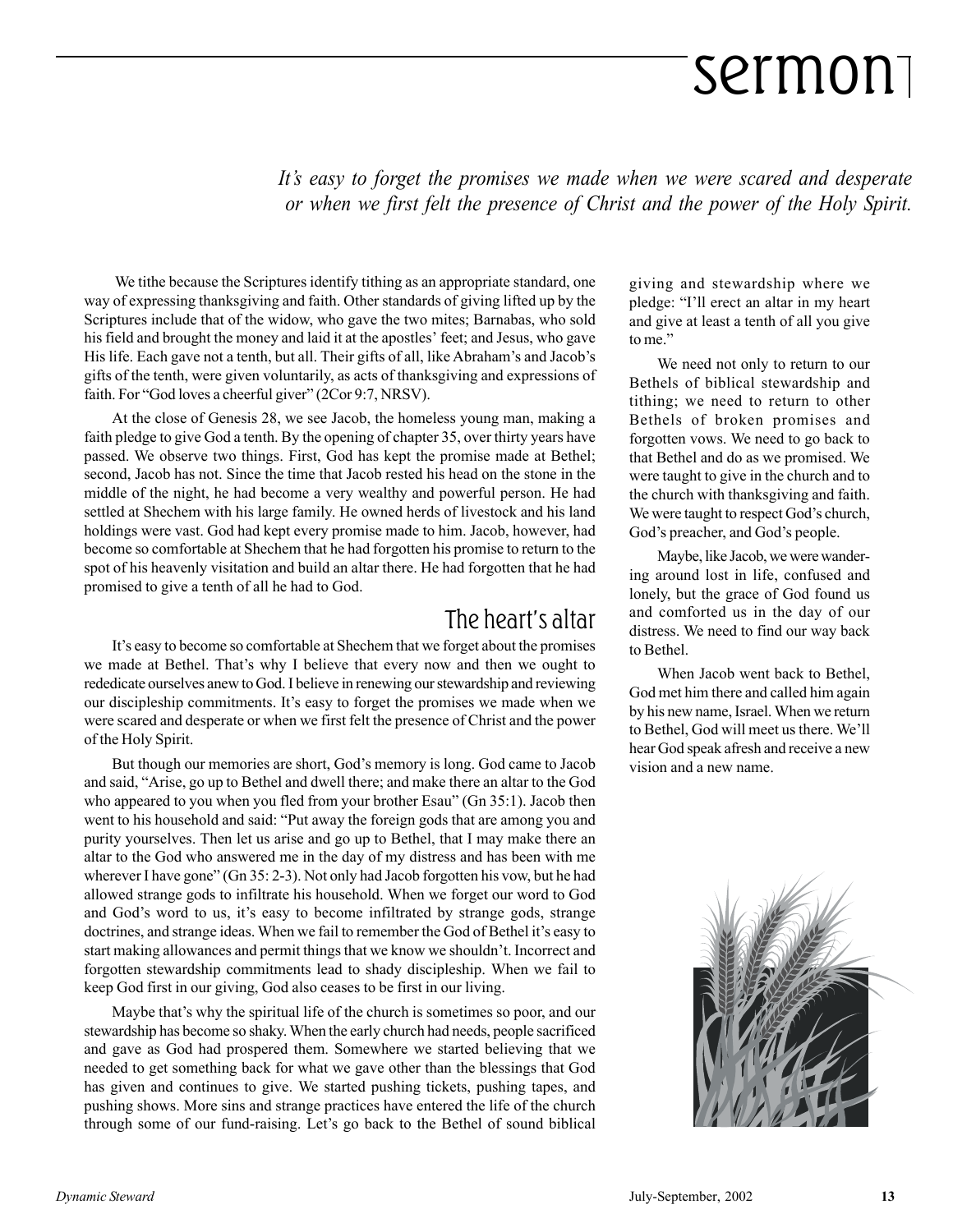# sermon

*It's easy to forget the promises we made when we were scared and desperate or when we first felt the presence of Christ and the power of the Holy Spirit.*

We tithe because the Scriptures identify tithing as an appropriate standard, one way of expressing thanksgiving and faith. Other standards of giving lifted up by the Scriptures include that of the widow, who gave the two mites; Barnabas, who sold his field and brought the money and laid it at the apostles' feet; and Jesus, who gave His life. Each gave not a tenth, but all. Their gifts of all, like Abraham's and Jacob's gifts of the tenth, were given voluntarily, as acts of thanksgiving and expressions of faith. For "God loves a cheerful giver" (2Cor 9:7, NRSV).

At the close of Genesis 28, we see Jacob, the homeless young man, making a faith pledge to give God a tenth. By the opening of chapter 35, over thirty years have passed. We observe two things. First, God has kept the promise made at Bethel; second, Jacob has not. Since the time that Jacob rested his head on the stone in the middle of the night, he had become a very wealthy and powerful person. He had settled at Shechem with his large family. He owned herds of livestock and his land holdings were vast. God had kept every promise made to him. Jacob, however, had become so comfortable at Shechem that he had forgotten his promise to return to the spot of his heavenly visitation and build an altar there. He had forgotten that he had promised to give a tenth of all he had to God.

## The heart's altar

It's easy to become so comfortable at Shechem that we forget about the promises we made at Bethel. That's why I believe that every now and then we ought to rededicate ourselves anew to God. I believe in renewing our stewardship and reviewing our discipleship commitments. It's easy to forget the promises we made when we were scared and desperate or when we first felt the presence of Christ and the power of the Holy Spirit.

But though our memories are short, God's memory is long. God came to Jacob and said, "Arise, go up to Bethel and dwell there; and make there an altar to the God who appeared to you when you fled from your brother Esau" (Gn 35:1). Jacob then went to his household and said: "Put away the foreign gods that are among you and purity yourselves. Then let us arise and go up to Bethel, that I may make there an altar to the God who answered me in the day of my distress and has been with me wherever I have gone" (Gn 35: 2-3). Not only had Jacob forgotten his vow, but he had allowed strange gods to infiltrate his household. When we forget our word to God and God's word to us, it's easy to become infiltrated by strange gods, strange doctrines, and strange ideas. When we fail to remember the God of Bethel it's easy to start making allowances and permit things that we know we shouldn't. Incorrect and forgotten stewardship commitments lead to shady discipleship. When we fail to keep God first in our giving, God also ceases to be first in our living.

Maybe that's why the spiritual life of the church is sometimes so poor, and our stewardship has become so shaky. When the early church had needs, people sacrificed and gave as God had prospered them. Somewhere we started believing that we needed to get something back for what we gave other than the blessings that God has given and continues to give. We started pushing tickets, pushing tapes, and pushing shows. More sins and strange practices have entered the life of the church through some of our fund-raising. Let's go back to the Bethel of sound biblical giving and stewardship where we pledge: "I'll erect an altar in my heart and give at least a tenth of all you give to me."

We need not only to return to our Bethels of biblical stewardship and tithing; we need to return to other Bethels of broken promises and forgotten vows. We need to go back to that Bethel and do as we promised. We were taught to give in the church and to the church with thanksgiving and faith. We were taught to respect God's church, God's preacher, and God's people.

Maybe, like Jacob, we were wandering around lost in life, confused and lonely, but the grace of God found us and comforted us in the day of our distress. We need to find our way back to Bethel.

When Jacob went back to Bethel, God met him there and called him again by his new name, Israel. When we return to Bethel, God will meet us there. We'll hear God speak afresh and receive a new vision and a new name.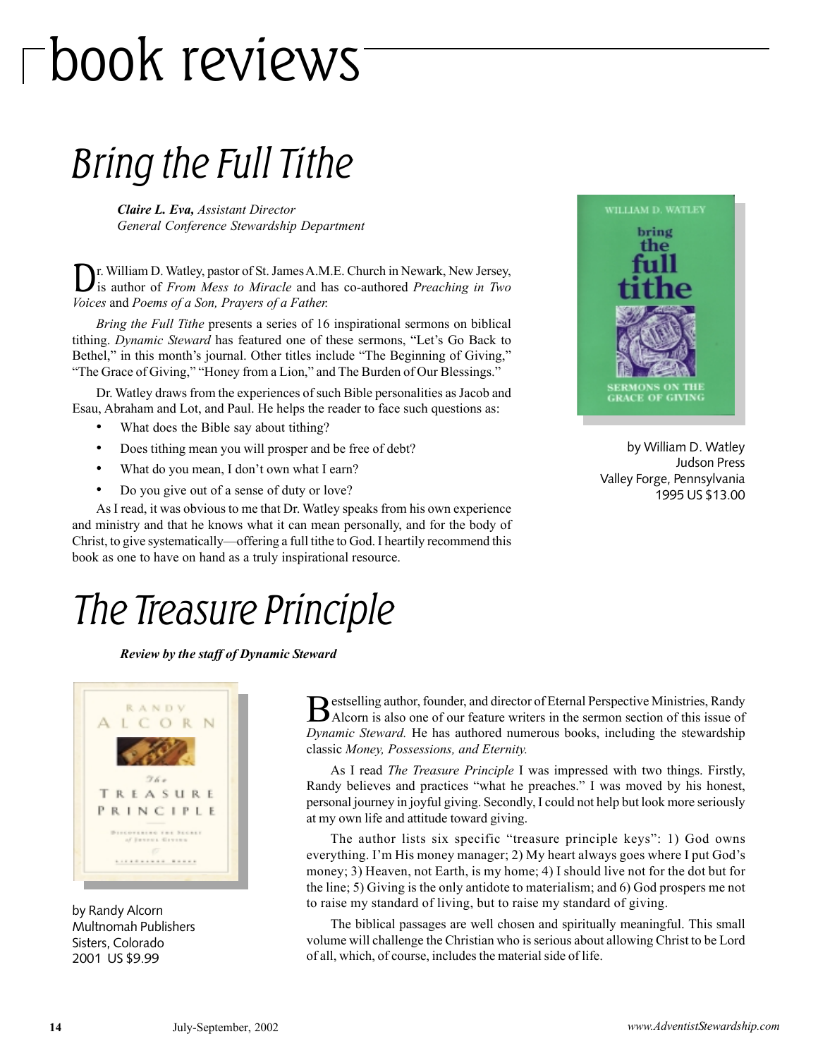# book reviews

## Bring the Full Tithe

***Claire L. Eva,*** *Assistant Director*
*General Conference Stewardship Department*

Dr. William D. Watley, pastor of St. James A.M.E. Church in Newark, New Jersey, is author of *From Mess to Miracle* and has co-authored *Preaching in Two Voices* and *Poems of a Son, Prayers of a Father.*

*Bring the Full Tithe* presents a series of 16 inspirational sermons on biblical tithing. *Dynamic Steward* has featured one of these sermons, "Let's Go Back to Bethel," in this month's journal. Other titles include "The Beginning of Giving," "The Grace of Giving," "Honey from a Lion," and The Burden of Our Blessings."

Dr. Watley draws from the experiences of such Bible personalities as Jacob and Esau, Abraham and Lot, and Paul. He helps the reader to face such questions as:

- What does the Bible say about tithing?
- Does tithing mean you will prosper and be free of debt?
- What do you mean, I don't own what I earn?
- Do you give out of a sense of duty or love?

As I read, it was obvious to me that Dr. Watley speaks from his own experience and ministry and that he knows what it can mean personally, and for the body of Christ, to give systematically—offering a full tithe to God. I heartily recommend this book as one to have on hand as a truly inspirational resource.

by William D. Watley
Judson Press
Valley Forge, Pennsylvania
1995 US $13.00

## The Treasure Principle

***Review by the staff of Dynamic Steward***

Bestselling author, founder, and director of Eternal Perspective Ministries, Randy Alcorn is also one of our feature writers in the sermon section of this issue of *Dynamic Steward.* He has authored numerous books, including the stewardship classic *Money, Possessions, and Eternity.*

As I read *The Treasure Principle* I was impressed with two things. Firstly, Randy believes and practices "what he preaches." I was moved by his honest, personal journey in joyful giving. Secondly, I could not help but look more seriously at my own life and attitude toward giving.

The author lists six specific "treasure principle keys": 1) God owns everything. I'm His money manager; 2) My heart always goes where I put God's money; 3) Heaven, not Earth, is my home; 4) I should live not for the dot but for the line; 5) Giving is the only antidote to materialism; and 6) God prospers me not to raise my standard of living, but to raise my standard of giving.

The biblical passages are well chosen and spiritually meaningful. This small volume will challenge the Christian who is serious about allowing Christ to be Lord of all, which, of course, includes the material side of life.

by Randy Alcorn
Multnomah Publishers
Sisters, Colorado
2001 US $9.99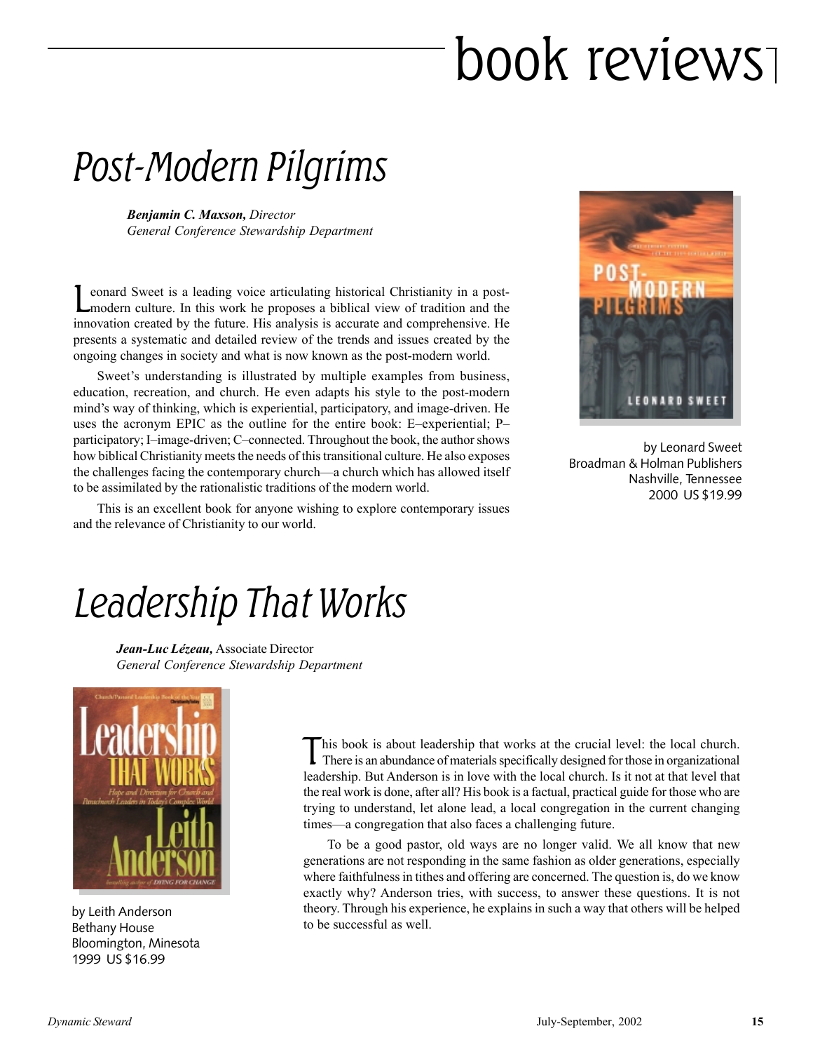# book reviews

## Post-Modern Pilgrims

***Benjamin C. Maxson,*** *Director*
*General Conference Stewardship Department*

Leonard Sweet is a leading voice articulating historical Christianity in a post-modern culture. In this work he proposes a biblical view of tradition and the innovation created by the future. His analysis is accurate and comprehensive. He presents a systematic and detailed review of the trends and issues created by the ongoing changes in society and what is now known as the post-modern world.

Sweet's understanding is illustrated by multiple examples from business, education, recreation, and church. He even adapts his style to the post-modern mind's way of thinking, which is experiential, participatory, and image-driven. He uses the acronym EPIC as the outline for the entire book: E–experiential; P–participatory; I–image-driven; C–connected. Throughout the book, the author shows how biblical Christianity meets the needs of this transitional culture. He also exposes the challenges facing the contemporary church—a church which has allowed itself to be assimilated by the rationalistic traditions of the modern world.

This is an excellent book for anyone wishing to explore contemporary issues and the relevance of Christianity to our world.

by Leonard Sweet
Broadman & Holman Publishers
Nashville, Tennessee
2000 US $19.99

## Leadership That Works

***Jean-Luc Lézeau,*** Associate Director
*General Conference Stewardship Department*

by Leith Anderson
Bethany House
Bloomington, Minesota
1999 US $16.99

This book is about leadership that works at the crucial level: the local church. There is an abundance of materials specifically designed for those in organizational leadership. But Anderson is in love with the local church. Is it not at that level that the real work is done, after all? His book is a factual, practical guide for those who are trying to understand, let alone lead, a local congregation in the current changing times—a congregation that also faces a challenging future.

To be a good pastor, old ways are no longer valid. We all know that new generations are not responding in the same fashion as older generations, especially where faithfulness in tithes and offering are concerned. The question is, do we know exactly why? Anderson tries, with success, to answer these questions. It is not theory. Through his experience, he explains in such a way that others will be helped to be successful as well.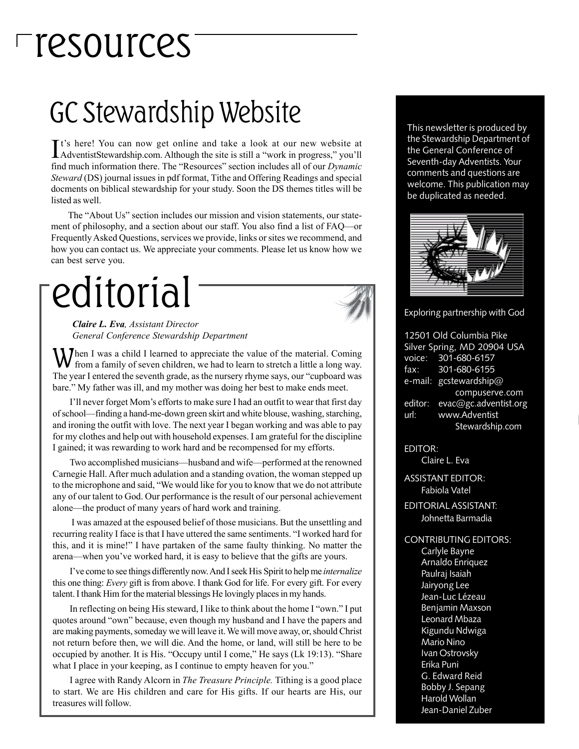# resources

## GC Stewardship Website

It's here! You can now get online and take a look at our new website at AdventistStewardship.com. Although the site is still a "work in progress," you'll find much information there. The "Resources" section includes all of our *Dynamic Steward* (DS) journal issues in pdf format, Tithe and Offering Readings and special docments on biblical stewardship for your study. Soon the DS themes titles will be listed as well.

The "About Us" section includes our mission and vision statements, our statement of philosophy, and a section about our staff. You also find a list of FAQ—or Frequently Asked Questions, services we provide, links or sites we recommend, and how you can contact us. We appreciate your comments. Please let us know how we can best serve you.

# editorial

***Claire L. Eva**, Assistant Director*
*General Conference Stewardship Department*

When I was a child I learned to appreciate the value of the material. Coming from a family of seven children, we had to learn to stretch a little a long way. The year I entered the seventh grade, as the nursery rhyme says, our "cupboard was bare." My father was ill, and my mother was doing her best to make ends meet.

I'll never forget Mom's efforts to make sure I had an outfit to wear that first day of school—finding a hand-me-down green skirt and white blouse, washing, starching, and ironing the outfit with love. The next year I began working and was able to pay for my clothes and help out with household expenses. I am grateful for the discipline I gained; it was rewarding to work hard and be recompensed for my efforts.

Two accomplished musicians—husband and wife—performed at the renowned Carnegie Hall. After much adulation and a standing ovation, the woman stepped up to the microphone and said, "We would like for you to know that we do not attribute any of our talent to God. Our performance is the result of our personal achievement alone—the product of many years of hard work and training.

I was amazed at the espoused belief of those musicians. But the unsettling and recurring reality I face is that I have uttered the same sentiments. "I worked hard for this, and it is mine!" I have partaken of the same faulty thinking. No matter the arena—when you've worked hard, it is easy to believe that the gifts are yours.

I've come to see things differently now. And I seek His Spirit to help me *internalize* this one thing: *Every* gift is from above. I thank God for life. For every gift. For every talent. I thank Him for the material blessings He lovingly places in my hands.

In reflecting on being His steward, I like to think about the home I "own." I put quotes around "own" because, even though my husband and I have the papers and are making payments, someday we will leave it. We will move away, or, should Christ not return before then, we will die. And the home, or land, will still be here to be occupied by another. It is His. "Occupy until I come," He says (Lk 19:13). "Share what I place in your keeping, as I continue to empty heaven for you."

I agree with Randy Alcorn in *The Treasure Principle.* Tithing is a good place to start. We are His children and care for His gifts. If our hearts are His, our treasures will follow.

---

This newsletter is produced by the Stewardship Department of the General Conference of Seventh-day Adventists. Your comments and questions are welcome. This publication may be duplicated as needed.

Exploring partnership with God

12501 Old Columbia Pike
Silver Spring, MD 20904 USA
voice: 301-680-6157
fax: 301-680-6155
e-mail: gcstewardship@compuserve.com
editor: evac@gc.adventist.org
url: www.AdventistStewardship.com

EDITOR:
Claire L. Eva

ASSISTANT EDITOR:
Fabiola Vatel

EDITORIAL ASSISTANT:
Johnetta Barmadia

CONTRIBUTING EDITORS:
Carlyle Bayne
Arnaldo Enriquez
Paulraj Isaiah
Jairyong Lee
Jean-Luc Lézeau
Benjamin Maxson
Leonard Mbaza
Kigundu Ndwiga
Mario Nino
Ivan Ostrovsky
Erika Puni
G. Edward Reid
Bobby J. Sepang
Harold Wollan
Jean-Daniel Zuber